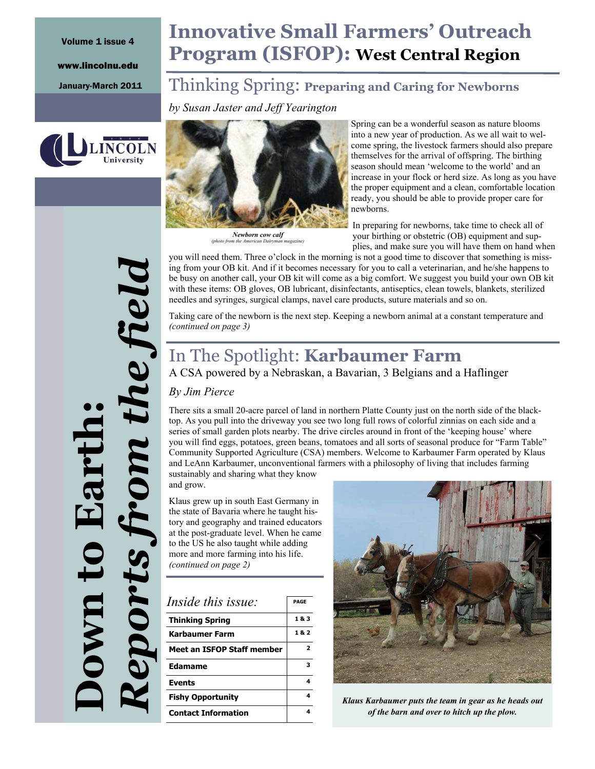Volume 1 issue 4

www.lincolnu.edu

January-March 2011

# Innovative Small Farmers' Outreach Program (ISFOP): West Central Region

**Down to Earth:** ***Reports from the field***

## Thinking Spring: Preparing and Caring for Newborns

*by Susan Jaster and Jeff Yearington*

***Newborn cow calf***
*(photo from the American Dairyman magazine)*

Spring can be a wonderful season as nature blooms into a new year of production. As we all wait to welcome spring, the livestock farmers should also prepare themselves for the arrival of offspring. The birthing season should mean 'welcome to the world' and an increase in your flock or herd size. As long as you have the proper equipment and a clean, comfortable location ready, you should be able to provide proper care for newborns.

In preparing for newborns, take time to check all of your birthing or obstetric (OB) equipment and supplies, and make sure you will have them on hand when you will need them. Three o'clock in the morning is not a good time to discover that something is missing from your OB kit. And if it becomes necessary for you to call a veterinarian, and he/she happens to be busy on another call, your OB kit will come as a big comfort. We suggest you build your own OB kit with these items: OB gloves, OB lubricant, disinfectants, antiseptics, clean towels, blankets, sterilized needles and syringes, surgical clamps, navel care products, suture materials and so on.

Taking care of the newborn is the next step. Keeping a newborn animal at a constant temperature and *(continued on page 3)*

## In The Spotlight: Karbaumer Farm

A CSA powered by a Nebraskan, a Bavarian, 3 Belgians and a Haflinger

*By Jim Pierce*

There sits a small 20-acre parcel of land in northern Platte County just on the north side of the blacktop. As you pull into the driveway you see two long full rows of colorful zinnias on each side and a series of small garden plots nearby. The drive circles around in front of the 'keeping house' where you will find eggs, potatoes, green beans, tomatoes and all sorts of seasonal produce for "Farm Table" Community Supported Agriculture (CSA) members. Welcome to Karbaumer Farm operated by Klaus and LeAnn Karbaumer, unconventional farmers with a philosophy of living that includes farming sustainably and sharing what they know and grow.

Klaus grew up in south East Germany in the state of Bavaria where he taught history and geography and trained educators at the post-graduate level. When he came to the US he also taught while adding more and more farming into his life. *(continued on page 2)*

***Klaus Karbaumer puts the team in gear as he heads out of the barn and over to hitch up the plow.***

| *Inside this issue:* | PAGE |
|---|---|
| **Thinking Spring** | 1 & 3 |
| **Karbaumer Farm** | 1 & 2 |
| **Meet an ISFOP Staff member** | 2 |
| **Edamame** | 3 |
| **Events** | 4 |
| **Fishy Opportunity** | 4 |
| **Contact Information** | 4 |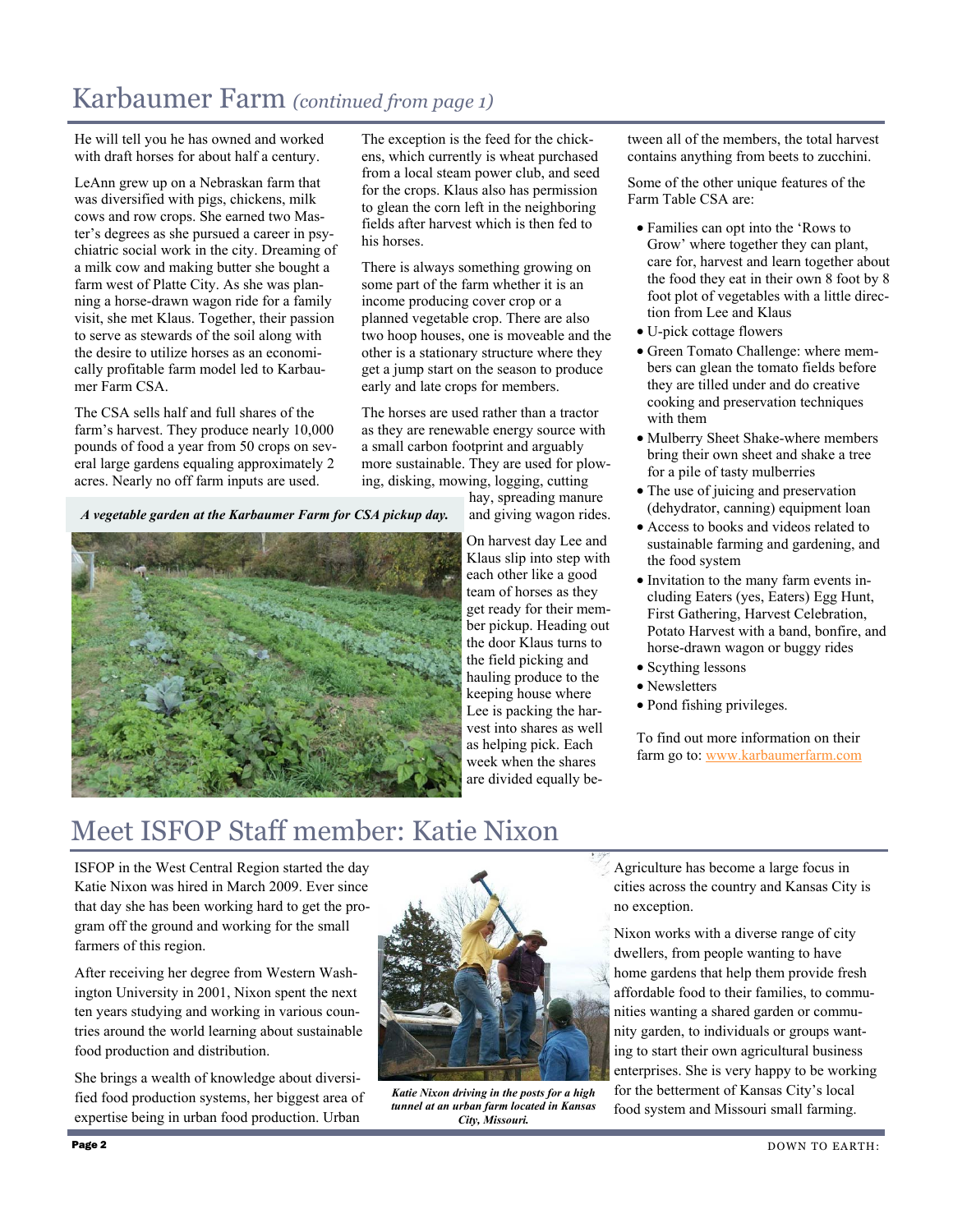# Karbaumer Farm *(continued from page 1)*

He will tell you he has owned and worked with draft horses for about half a century.

LeAnn grew up on a Nebraskan farm that was diversified with pigs, chickens, milk cows and row crops. She earned two Master's degrees as she pursued a career in psychiatric social work in the city. Dreaming of a milk cow and making butter she bought a farm west of Platte City. As she was planning a horse-drawn wagon ride for a family visit, she met Klaus. Together, their passion to serve as stewards of the soil along with the desire to utilize horses as an economically profitable farm model led to Karbaumer Farm CSA.

The CSA sells half and full shares of the farm's harvest. They produce nearly 10,000 pounds of food a year from 50 crops on several large gardens equaling approximately 2 acres. Nearly no off farm inputs are used. The exception is the feed for the chickens, which currently is wheat purchased from a local steam power club, and seed for the crops. Klaus also has permission to glean the corn left in the neighboring fields after harvest which is then fed to his horses.

There is always something growing on some part of the farm whether it is an income producing cover crop or a planned vegetable crop. There are also two hoop houses, one is moveable and the other is a stationary structure where they get a jump start on the season to produce early and late crops for members.

The horses are used rather than a tractor as they are renewable energy source with a small carbon footprint and arguably more sustainable. They are used for plowing, disking, mowing, logging, cutting hay, spreading manure and giving wagon rides.

*A vegetable garden at the Karbaumer Farm for CSA pickup day.*

On harvest day Lee and Klaus slip into step with each other like a good team of horses as they get ready for their member pickup. Heading out the door Klaus turns to the field picking and hauling produce to the keeping house where Lee is packing the harvest into shares as well as helping pick. Each week when the shares are divided equally between all of the members, the total harvest contains anything from beets to zucchini.

Some of the other unique features of the Farm Table CSA are:

- Families can opt into the 'Rows to Grow' where together they can plant, care for, harvest and learn together about the food they eat in their own 8 foot by 8 foot plot of vegetables with a little direction from Lee and Klaus
- U-pick cottage flowers
- Green Tomato Challenge: where members can glean the tomato fields before they are tilled under and do creative cooking and preservation techniques with them
- Mulberry Sheet Shake-where members bring their own sheet and shake a tree for a pile of tasty mulberries
- The use of juicing and preservation (dehydrator, canning) equipment loan
- Access to books and videos related to sustainable farming and gardening, and the food system
- Invitation to the many farm events including Eaters (yes, Eaters) Egg Hunt, First Gathering, Harvest Celebration, Potato Harvest with a band, bonfire, and horse-drawn wagon or buggy rides
- Scything lessons
- Newsletters
- Pond fishing privileges.

To find out more information on their farm go to: www.karbaumerfarm.com

# Meet ISFOP Staff member: Katie Nixon

ISFOP in the West Central Region started the day Katie Nixon was hired in March 2009. Ever since that day she has been working hard to get the program off the ground and working for the small farmers of this region.

After receiving her degree from Western Washington University in 2001, Nixon spent the next ten years studying and working in various countries around the world learning about sustainable food production and distribution.

She brings a wealth of knowledge about diversified food production systems, her biggest area of expertise being in urban food production. Urban Agriculture has become a large focus in cities across the country and Kansas City is no exception.

*Katie Nixon driving in the posts for a high tunnel at an urban farm located in Kansas City, Missouri.*

Nixon works with a diverse range of city dwellers, from people wanting to have home gardens that help them provide fresh affordable food to their families, to communities wanting a shared garden or community garden, to individuals or groups wanting to start their own agricultural business enterprises. She is very happy to be working for the betterment of Kansas City's local food system and Missouri small farming.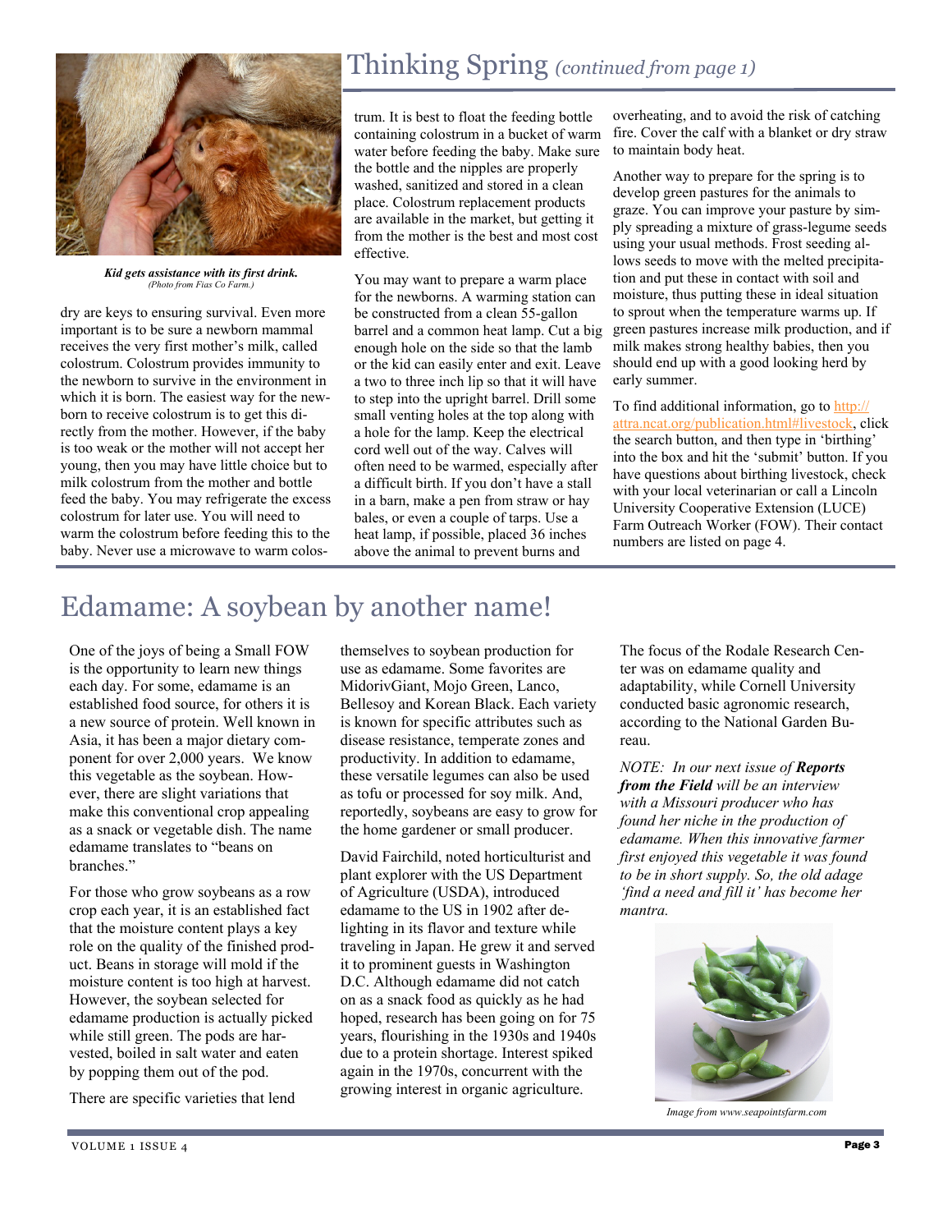## Thinking Spring *(continued from page 1)*

***Kid gets assistance with its first drink.***
*(Photo from Fias Co Farm.)*

dry are keys to ensuring survival. Even more important is to be sure a newborn mammal receives the very first mother's milk, called colostrum. Colostrum provides immunity to the newborn to survive in the environment in which it is born. The easiest way for the newborn to receive colostrum is to get this directly from the mother. However, if the baby is too weak or the mother will not accept her young, then you may have little choice but to milk colostrum from the mother and bottle feed the baby. You may refrigerate the excess colostrum for later use. You will need to warm the colostrum before feeding this to the baby. Never use a microwave to warm colostrum. It is best to float the feeding bottle containing colostrum in a bucket of warm water before feeding the baby. Make sure the bottle and the nipples are properly washed, sanitized and stored in a clean place. Colostrum replacement products are available in the market, but getting it from the mother is the best and most cost effective.

You may want to prepare a warm place for the newborns. A warming station can be constructed from a clean 55-gallon barrel and a common heat lamp. Cut a big enough hole on the side so that the lamb or the kid can easily enter and exit. Leave a two to three inch lip so that it will have to step into the upright barrel. Drill some small venting holes at the top along with a hole for the lamp. Keep the electrical cord well out of the way. Calves will often need to be warmed, especially after a difficult birth. If you don't have a stall in a barn, make a pen from straw or hay bales, or even a couple of tarps. Use a heat lamp, if possible, placed 36 inches above the animal to prevent burns and overheating, and to avoid the risk of catching fire. Cover the calf with a blanket or dry straw to maintain body heat.

Another way to prepare for the spring is to develop green pastures for the animals to graze. You can improve your pasture by simply spreading a mixture of grass-legume seeds using your usual methods. Frost seeding allows seeds to move with the melted precipitation and put these in contact with soil and moisture, thus putting these in ideal situation to sprout when the temperature warms up. If green pastures increase milk production, and if milk makes strong healthy babies, then you should end up with a good looking herd by early summer.

To find additional information, go to http://attra.ncat.org/publication.html#livestock, click the search button, and then type in 'birthing' into the box and hit the 'submit' button. If you have questions about birthing livestock, check with your local veterinarian or call a Lincoln University Cooperative Extension (LUCE) Farm Outreach Worker (FOW). Their contact numbers are listed on page 4.

## Edamame: A soybean by another name!

One of the joys of being a Small FOW is the opportunity to learn new things each day. For some, edamame is an established food source, for others it is a new source of protein. Well known in Asia, it has been a major dietary component for over 2,000 years. We know this vegetable as the soybean. However, there are slight variations that make this conventional crop appealing as a snack or vegetable dish. The name edamame translates to "beans on branches."

For those who grow soybeans as a row crop each year, it is an established fact that the moisture content plays a key role on the quality of the finished product. Beans in storage will mold if the moisture content is too high at harvest. However, the soybean selected for edamame production is actually picked while still green. The pods are harvested, boiled in salt water and eaten by popping them out of the pod.

There are specific varieties that lend themselves to soybean production for use as edamame. Some favorites are MidorivGiant, Mojo Green, Lanco, Bellesoy and Korean Black. Each variety is known for specific attributes such as disease resistance, temperate zones and productivity. In addition to edamame, these versatile legumes can also be used as tofu or processed for soy milk. And, reportedly, soybeans are easy to grow for the home gardener or small producer.

David Fairchild, noted horticulturist and plant explorer with the US Department of Agriculture (USDA), introduced edamame to the US in 1902 after delighting in its flavor and texture while traveling in Japan. He grew it and served it to prominent guests in Washington D.C. Although edamame did not catch on as a snack food as quickly as he had hoped, research has been going on for 75 years, flourishing in the 1930s and 1940s due to a protein shortage. Interest spiked again in the 1970s, concurrent with the growing interest in organic agriculture.

The focus of the Rodale Research Center was on edamame quality and adaptability, while Cornell University conducted basic agronomic research, according to the National Garden Bureau.

*NOTE: In our next issue of **Reports from the Field** will be an interview with a Missouri producer who has found her niche in the production of edamame. When this innovative farmer first enjoyed this vegetable it was found to be in short supply. So, the old adage 'find a need and fill it' has become her mantra.*

*Image from www.seapointsfarm.com*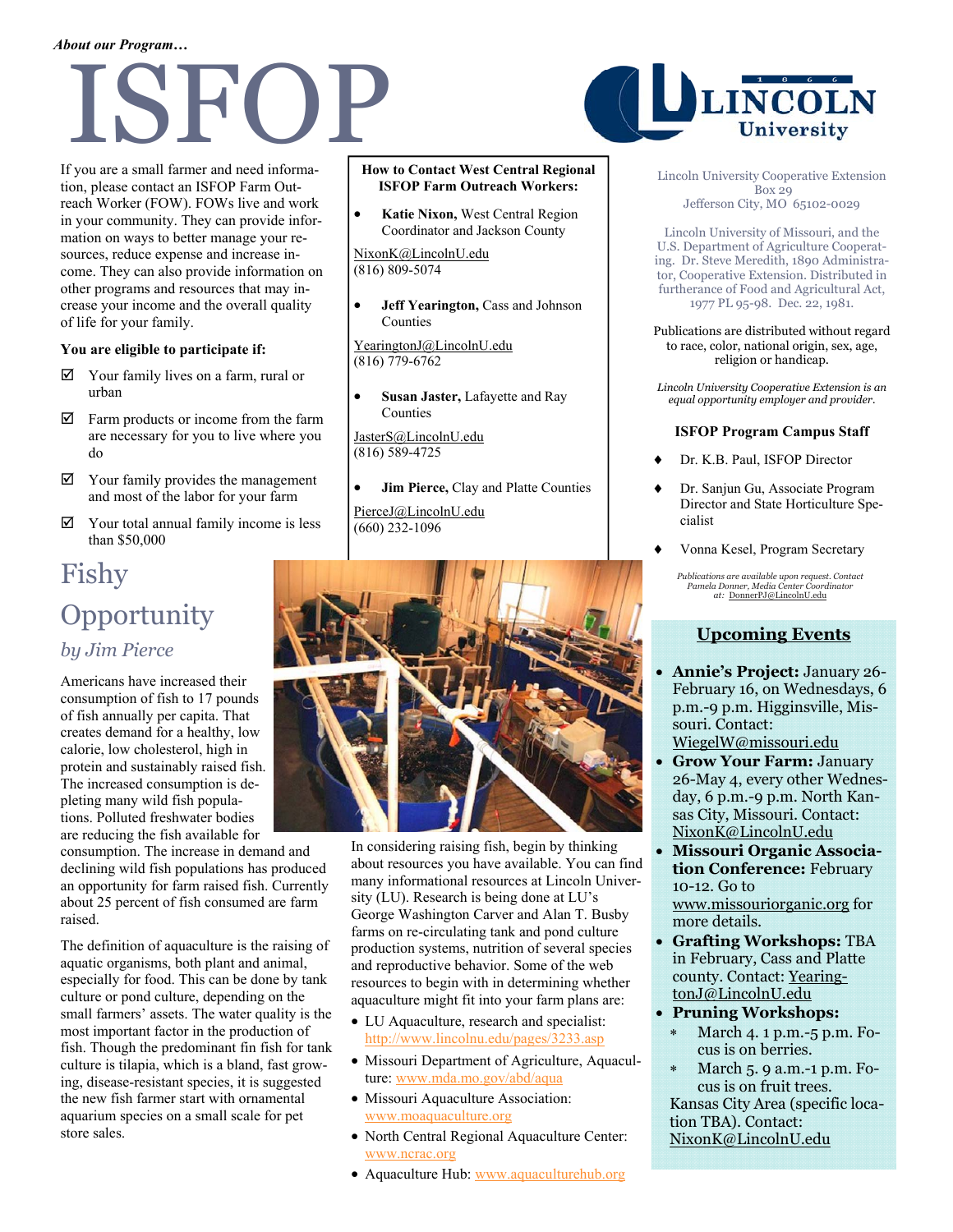*About our Program…*

# ISFOP

If you are a small farmer and need information, please contact an ISFOP Farm Outreach Worker (FOW). FOWs live and work in your community. They can provide information on ways to better manage your resources, reduce expense and increase income. They can also provide information on other programs and resources that may increase your income and the overall quality of life for your family.

**You are eligible to participate if:**

- ☑ Your family lives on a farm, rural or urban
- ☑ Farm products or income from the farm are necessary for you to live where you do
- ☑ Your family provides the management and most of the labor for your farm
- ☑ Your total annual family income is less than $50,000

**How to Contact West Central Regional ISFOP Farm Outreach Workers:**

- **Katie Nixon,** West Central Region Coordinator and Jackson County

NixonK@LincolnU.edu
(816) 809-5074

- **Jeff Yearington,** Cass and Johnson Counties

YearingtonJ@LincolnU.edu
(816) 779-6762

- **Susan Jaster,** Lafayette and Ray Counties

JasterS@LincolnU.edu
(816) 589-4725

- **Jim Pierce,** Clay and Platte Counties

PierceJ@LincolnU.edu
(660) 232-1096

LINCOLN University

Lincoln University Cooperative Extension
Box 29
Jefferson City, MO 65102-0029

Lincoln University of Missouri, and the U.S. Department of Agriculture Cooperating. Dr. Steve Meredith, 1890 Administrator, Cooperative Extension. Distributed in furtherance of Food and Agricultural Act, 1977 PL 95-98. Dec. 22, 1981.

Publications are distributed without regard to race, color, national origin, sex, age, religion or handicap.

*Lincoln University Cooperative Extension is an equal opportunity employer and provider.*

**ISFOP Program Campus Staff**

- Dr. K.B. Paul, ISFOP Director
- Dr. Sanjun Gu, Associate Program Director and State Horticulture Specialist
- Vonna Kesel, Program Secretary

*Publications are available upon request. Contact Pamela Donner, Media Center Coordinator at:* DonnerPJ@LincolnU.edu

## Fishy Opportunity

*by Jim Pierce*

Americans have increased their consumption of fish to 17 pounds of fish annually per capita. That creates demand for a healthy, low calorie, low cholesterol, high in protein and sustainably raised fish. The increased consumption is depleting many wild fish populations. Polluted freshwater bodies are reducing the fish available for consumption. The increase in demand and declining wild fish populations has produced an opportunity for farm raised fish. Currently about 25 percent of fish consumed are farm raised.

The definition of aquaculture is the raising of aquatic organisms, both plant and animal, especially for food. This can be done by tank culture or pond culture, depending on the small farmers' assets. The water quality is the most important factor in the production of fish. Though the predominant fin fish for tank culture is tilapia, which is a bland, fast growing, disease-resistant species, it is suggested the new fish farmer start with ornamental aquarium species on a small scale for pet store sales.

In considering raising fish, begin by thinking about resources you have available. You can find many informational resources at Lincoln University (LU). Research is being done at LU's George Washington Carver and Alan T. Busby farms on re-circulating tank and pond culture production systems, nutrition of several species and reproductive behavior. Some of the web resources to begin with in determining whether aquaculture might fit into your farm plans are:

- LU Aquaculture, research and specialist: http://www.lincolnu.edu/pages/3233.asp
- Missouri Department of Agriculture, Aquaculture: www.mda.mo.gov/abd/aqua
- Missouri Aquaculture Association: www.moaquaculture.org
- North Central Regional Aquaculture Center: www.ncrac.org
- Aquaculture Hub: www.aquaculturehub.org

## Upcoming Events

- **Annie's Project:** January 26-February 16, on Wednesdays, 6 p.m.-9 p.m. Higginsville, Missouri. Contact: WiegelW@missouri.edu
- **Grow Your Farm:** January 26-May 4, every other Wednesday, 6 p.m.-9 p.m. North Kansas City, Missouri. Contact: NixonK@LincolnU.edu
- **Missouri Organic Association Conference:** February 10-12. Go to www.missouriorganic.org for more details.
- **Grafting Workshops:** TBA in February, Cass and Platte county. Contact: YearingtonJ@LincolnU.edu
- **Pruning Workshops:**
  - March 4. 1 p.m.-5 p.m. Focus is on berries.
  - March 5. 9 a.m.-1 p.m. Focus is on fruit trees.

  Kansas City Area (specific location TBA). Contact: NixonK@LincolnU.edu